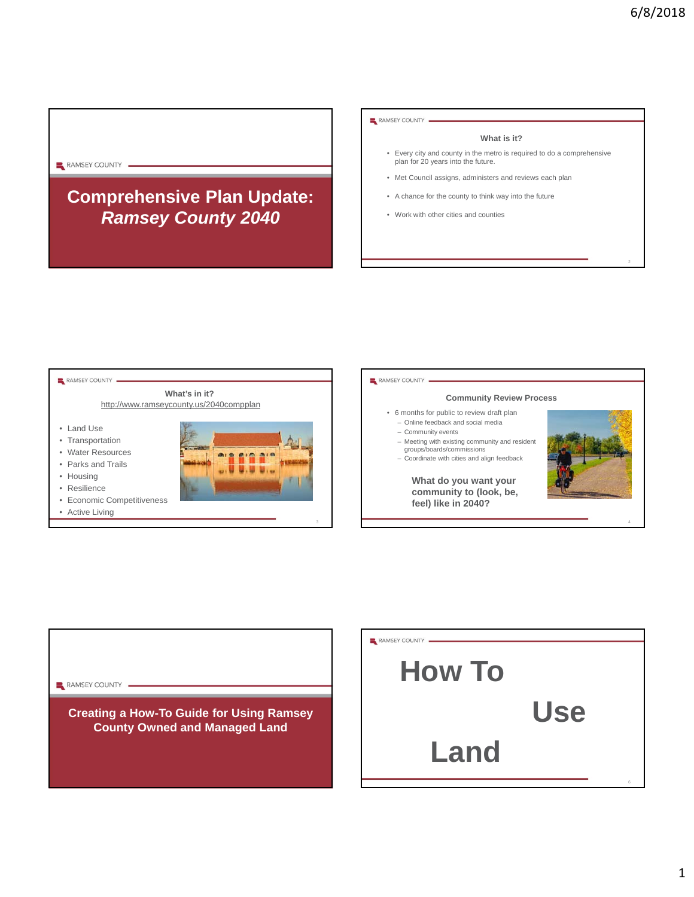## Comprehensive Plan Update: *Ramsey County 2040*

RAMSEY COUNTY

### What is it?

- Every city and county in the metro is required to do a comprehensive plan for 20 years into the future.
- Met Council assigns, administers and reviews each plan
- A chance for the county to think way into the future
- Work with other cities and counties

### What's in it?

http://www.ramseycounty.us/2040compplan

- Land Use
- Transportation
- Water Resources
- Parks and Trails
- Housing
- Resilience
- Economic Competitiveness
- Active Living

### Community Review Process

- 6 months for public to review draft plan
  - Online feedback and social media
  - Community events
  - Meeting with existing community and resident groups/boards/commissions
  - Coordinate with cities and align feedback

**What do you want your community to (look, be, feel) like in 2040?**

## Creating a How-To Guide for Using Ramsey County Owned and Managed Land

RAMSEY COUNTY

# How To Use Land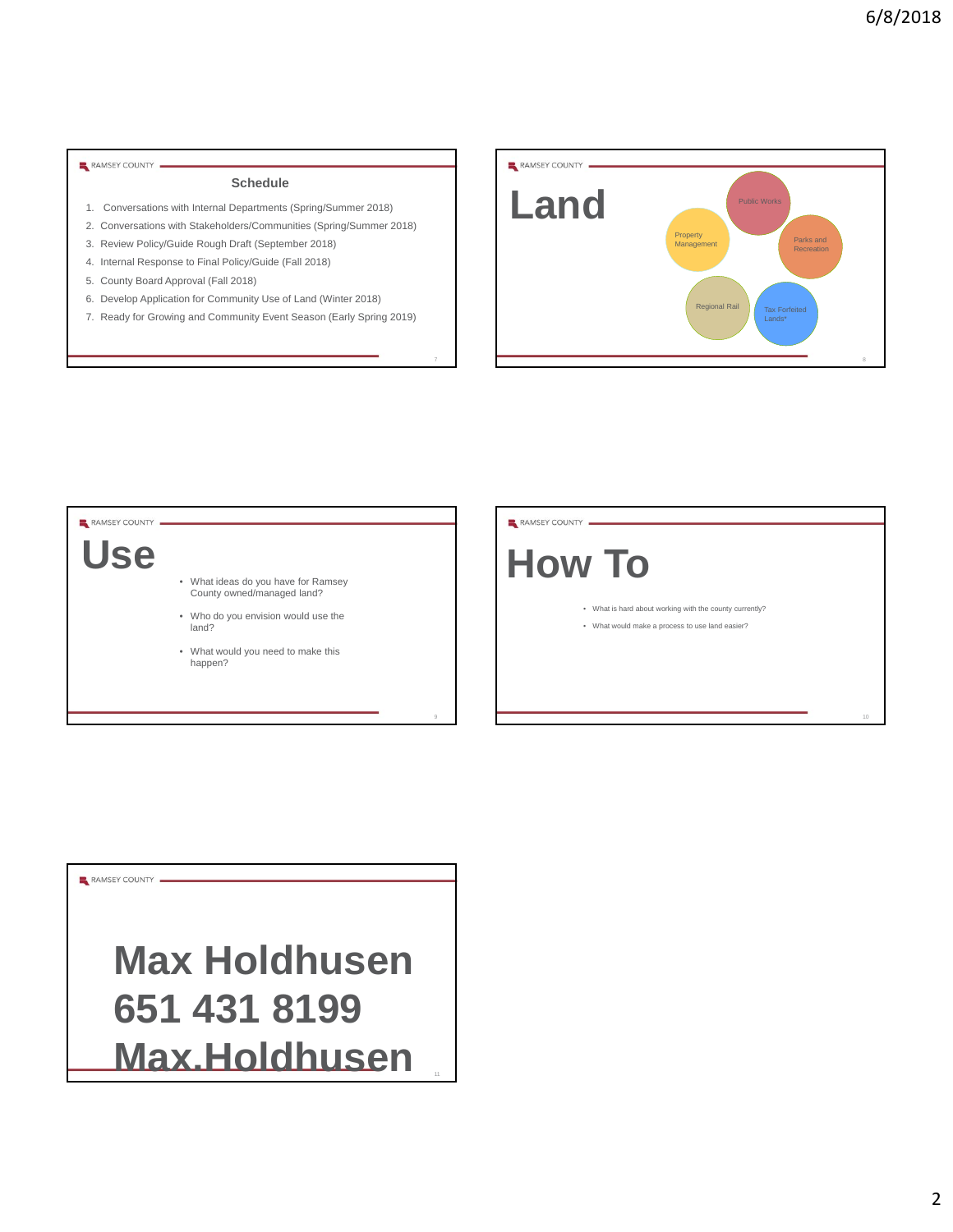RAMSEY COUNTY

## Schedule

1. Conversations with Internal Departments (Spring/Summer 2018)
2. Conversations with Stakeholders/Communities (Spring/Summer 2018)
3. Review Policy/Guide Rough Draft (September 2018)
4. Internal Response to Final Policy/Guide (Fall 2018)
5. County Board Approval (Fall 2018)
6. Develop Application for Community Use of Land (Winter 2018)
7. Ready for Growing and Community Event Season (Early Spring 2019)

RAMSEY COUNTY

# Land

Public Works

Property Management

Parks and Recreation

Regional Rail

Tax Forfeited Lands*

RAMSEY COUNTY

# Use

- What ideas do you have for Ramsey County owned/managed land?
- Who do you envision would use the land?
- What would you need to make this happen?

RAMSEY COUNTY

# How To

- What is hard about working with the county currently?
- What would make a process to use land easier?

RAMSEY COUNTY

# Max Holdhusen
# 651 431 8199
# Max.Holdhusen